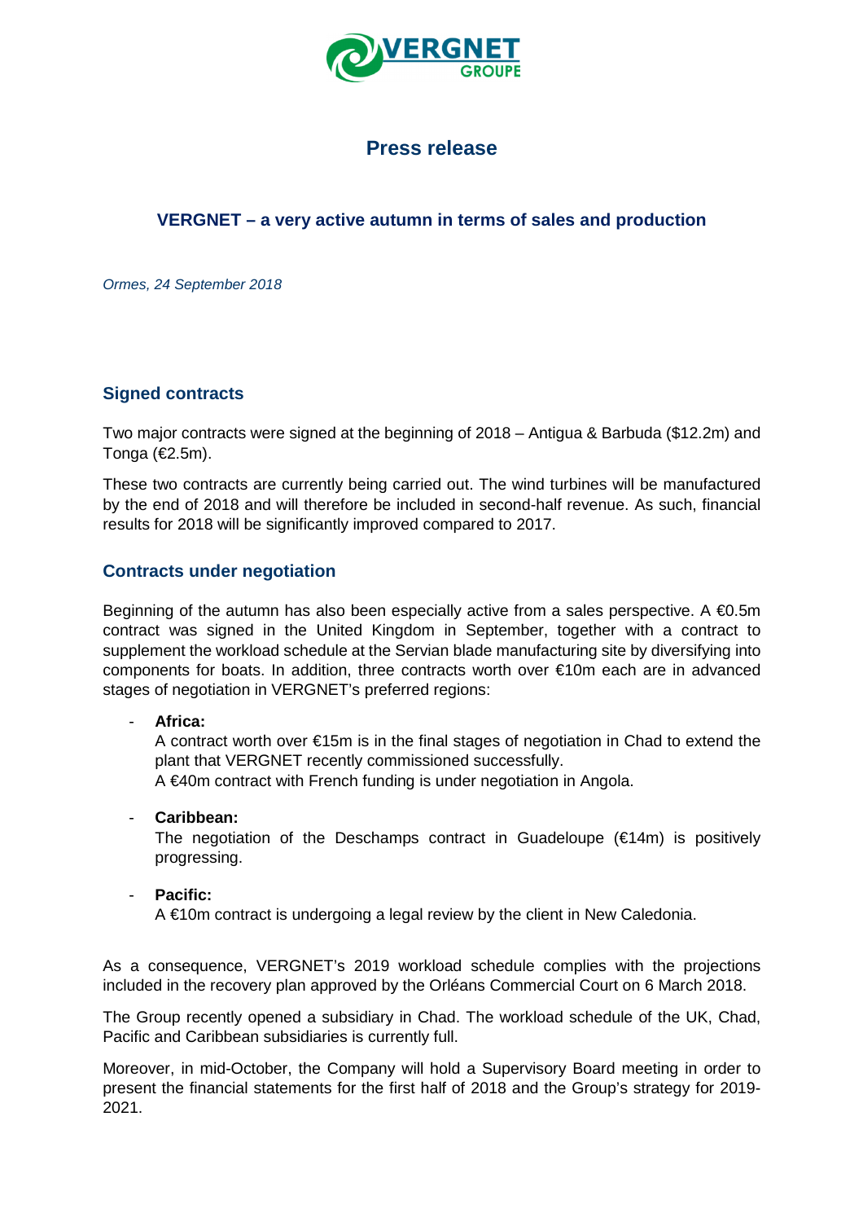# Press release

## VERGNET – a very active autumn in terms of sales and production

*Ormes, 24 September 2018*

### Signed contracts

Two major contracts were signed at the beginning of 2018 – Antigua & Barbuda ($12.2m) and Tonga (€2.5m).

These two contracts are currently being carried out. The wind turbines will be manufactured by the end of 2018 and will therefore be included in second-half revenue. As such, financial results for 2018 will be significantly improved compared to 2017.

### Contracts under negotiation

Beginning of the autumn has also been especially active from a sales perspective. A €0.5m contract was signed in the United Kingdom in September, together with a contract to supplement the workload schedule at the Servian blade manufacturing site by diversifying into components for boats. In addition, three contracts worth over €10m each are in advanced stages of negotiation in VERGNET's preferred regions:

- **Africa:**
  A contract worth over €15m is in the final stages of negotiation in Chad to extend the plant that VERGNET recently commissioned successfully.
  A €40m contract with French funding is under negotiation in Angola.

- **Caribbean:**
  The negotiation of the Deschamps contract in Guadeloupe (€14m) is positively progressing.

- **Pacific:**
  A €10m contract is undergoing a legal review by the client in New Caledonia.

As a consequence, VERGNET's 2019 workload schedule complies with the projections included in the recovery plan approved by the Orléans Commercial Court on 6 March 2018.

The Group recently opened a subsidiary in Chad. The workload schedule of the UK, Chad, Pacific and Caribbean subsidiaries is currently full.

Moreover, in mid-October, the Company will hold a Supervisory Board meeting in order to present the financial statements for the first half of 2018 and the Group's strategy for 2019-2021.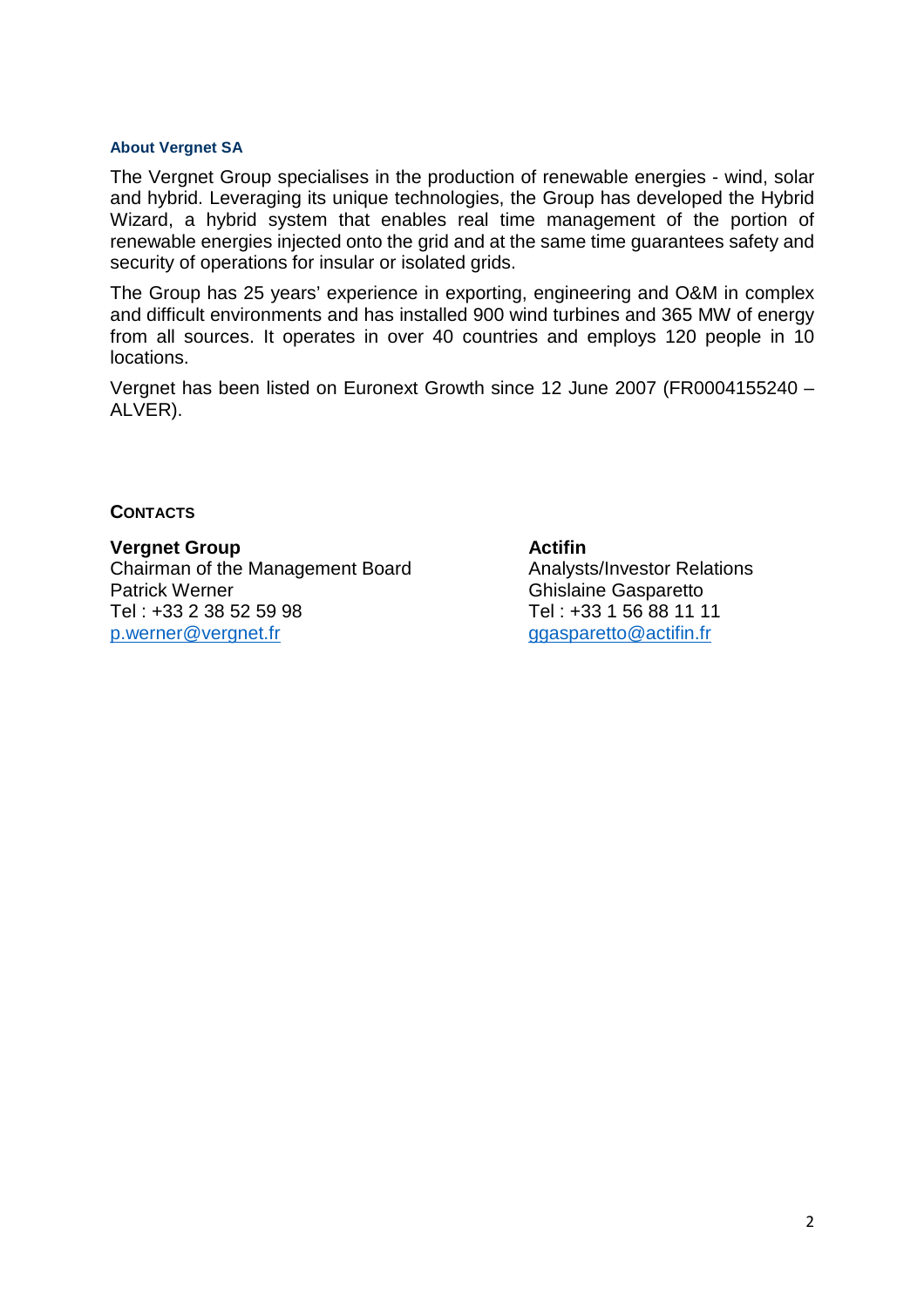### About Vergnet SA

The Vergnet Group specialises in the production of renewable energies - wind, solar and hybrid. Leveraging its unique technologies, the Group has developed the Hybrid Wizard, a hybrid system that enables real time management of the portion of renewable energies injected onto the grid and at the same time guarantees safety and security of operations for insular or isolated grids.

The Group has 25 years' experience in exporting, engineering and O&M in complex and difficult environments and has installed 900 wind turbines and 365 MW of energy from all sources. It operates in over 40 countries and employs 120 people in 10 locations.

Vergnet has been listed on Euronext Growth since 12 June 2007 (FR0004155240 – ALVER).

**CONTACTS**

**Vergnet Group**
Chairman of the Management Board
Patrick Werner
Tel : +33 2 38 52 59 98
p.werner@vergnet.fr

**Actifin**
Analysts/Investor Relations
Ghislaine Gasparetto
Tel : +33 1 56 88 11 11
ggasparetto@actifin.fr